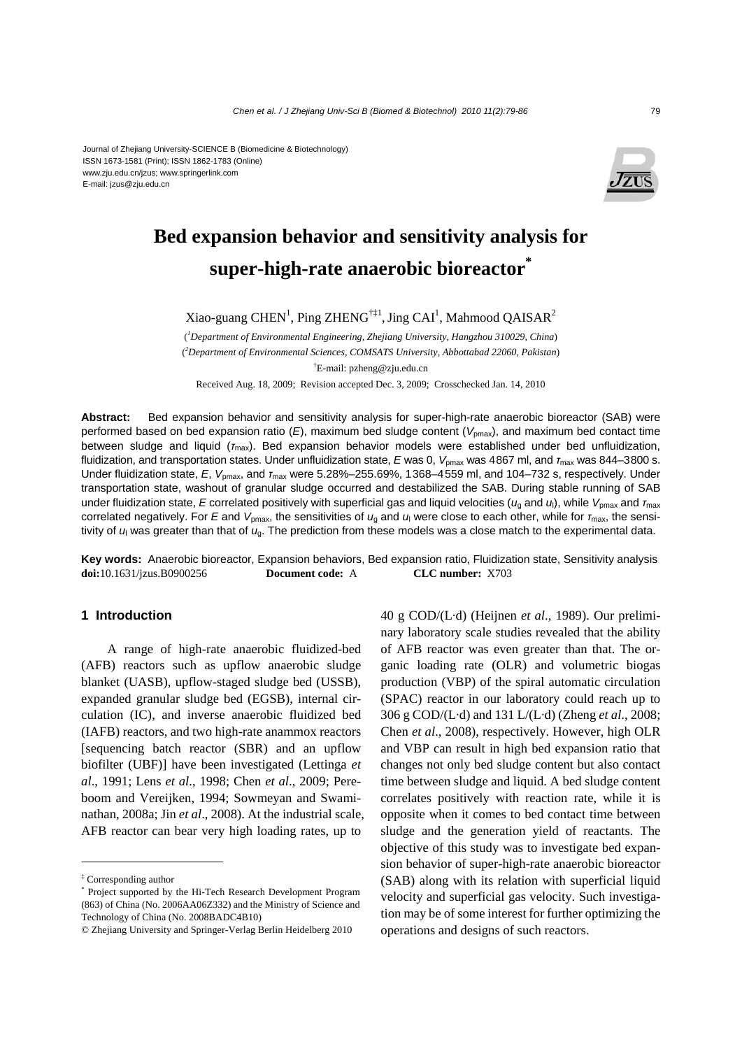Journal of Zhejiang University-SCIENCE B (Biomedicine & Biotechnology)
ISSN 1673-1581 (Print); ISSN 1862-1783 (Online)
www.zju.edu.cn/jzus; www.springerlink.com
E-mail: jzus@zju.edu.cn

# Bed expansion behavior and sensitivity analysis for super-high-rate anaerobic bioreactor*

Xiao-guang CHEN[1], Ping ZHENG[†‡1], Jing CAI[1], Mahmood QAISAR[2]

([1]*Department of Environmental Engineering, Zhejiang University, Hangzhou 310029, China*)

([2]*Department of Environmental Sciences, COMSATS University, Abbottabad 22060, Pakistan*)

[†]E-mail: pzheng@zju.edu.cn

Received Aug. 18, 2009; Revision accepted Dec. 3, 2009; Crosschecked Jan. 14, 2010

**Abstract:** Bed expansion behavior and sensitivity analysis for super-high-rate anaerobic bioreactor (SAB) were performed based on bed expansion ratio ($E$), maximum bed sludge content ($V_{\text{pmax}}$), and maximum bed contact time between sludge and liquid ($\tau_{\max}$). Bed expansion behavior models were established under bed unfluidization, fluidization, and transportation states. Under unfluidization state, $E$ was 0, $V_{\text{pmax}}$ was 4867 ml, and $\tau_{\max}$ was 844–3800 s. Under fluidization state, $E$, $V_{\text{pmax}}$, and $\tau_{\max}$ were 5.28%–255.69%, 1368–4559 ml, and 104–732 s, respectively. Under transportation state, washout of granular sludge occurred and destabilized the SAB. During stable running of SAB under fluidization state, $E$ correlated positively with superficial gas and liquid velocities ($u_{\text{g}}$ and $u_{\text{l}}$), while $V_{\text{pmax}}$ and $\tau_{\max}$ correlated negatively. For $E$ and $V_{\text{pmax}}$, the sensitivities of $u_{\text{g}}$ and $u_{\text{l}}$ were close to each other, while for $\tau_{\max}$, the sensitivity of $u_{\text{l}}$ was greater than that of $u_{\text{g}}$. The prediction from these models was a close match to the experimental data.

**Key words:** Anaerobic bioreactor, Expansion behaviors, Bed expansion ratio, Fluidization state, Sensitivity analysis
**doi:**10.1631/jzus.B0900256 **Document code:** A **CLC number:** X703

## 1 Introduction

A range of high-rate anaerobic fluidized-bed (AFB) reactors such as upflow anaerobic sludge blanket (UASB), upflow-staged sludge bed (USSB), expanded granular sludge bed (EGSB), internal circulation (IC), and inverse anaerobic fluidized bed (IAFB) reactors, and two high-rate anammox reactors [sequencing batch reactor (SBR) and an upflow biofilter (UBF)] have been investigated (Lettinga *et al*., 1991; Lens *et al*., 1998; Chen *et al*., 2009; Pereboom and Vereijken, 1994; Sowmeyan and Swaminathan, 2008a; Jin *et al*., 2008). At the industrial scale, AFB reactor can bear very high loading rates, up to 40 g COD/(L·d) (Heijnen *et al*., 1989). Our preliminary laboratory scale studies revealed that the ability of AFB reactor was even greater than that. The organic loading rate (OLR) and volumetric biogas production (VBP) of the spiral automatic circulation (SPAC) reactor in our laboratory could reach up to 306 g COD/(L·d) and 131 L/(L·d) (Zheng *et al*., 2008; Chen *et al*., 2008), respectively. However, high OLR and VBP can result in high bed expansion ratio that changes not only bed sludge content but also contact time between sludge and liquid. A bed sludge content correlates positively with reaction rate, while it is opposite when it comes to bed contact time between sludge and the generation yield of reactants. The objective of this study was to investigate bed expansion behavior of super-high-rate anaerobic bioreactor (SAB) along with its relation with superficial liquid velocity and superficial gas velocity. Such investigation may be of some interest for further optimizing the operations and designs of such reactors.

---

‡ Corresponding author

\* Project supported by the Hi-Tech Research Development Program (863) of China (No. 2006AA06Z332) and the Ministry of Science and Technology of China (No. 2008BADC4B10)

© Zhejiang University and Springer-Verlag Berlin Heidelberg 2010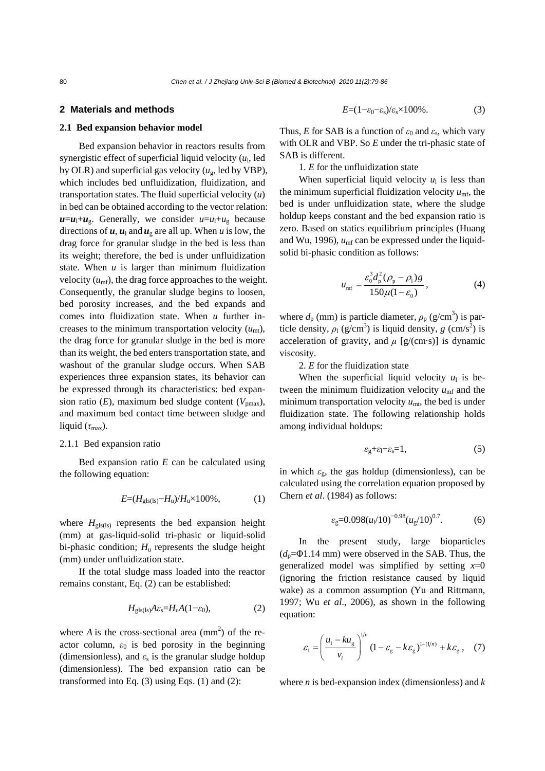## 2 Materials and methods

### 2.1 Bed expansion behavior model

Bed expansion behavior in reactors results from synergistic effect of superficial liquid velocity ($u_l$, led by OLR) and superficial gas velocity ($u_g$, led by VBP), which includes bed unfluidization, fluidization, and transportation states. The fluid superficial velocity ($u$) in bed can be obtained according to the vector relation: $\boldsymbol{u}=\boldsymbol{u}_l+\boldsymbol{u}_g$. Generally, we consider $u=u_l+u_g$ because directions of $\boldsymbol{u}$, $\boldsymbol{u}_l$ and $\boldsymbol{u}_g$ are all up. When $u$ is low, the drag force for granular sludge in the bed is less than its weight; therefore, the bed is under unfluidization state. When $u$ is larger than minimum fluidization velocity ($u_{mf}$), the drag force approaches to the weight. Consequently, the granular sludge begins to loosen, bed porosity increases, and the bed expands and comes into fluidization state. When $u$ further increases to the minimum transportation velocity ($u_{mt}$), the drag force for granular sludge in the bed is more than its weight, the bed enters transportation state, and washout of the granular sludge occurs. When SAB experiences three expansion states, its behavior can be expressed through its characteristics: bed expansion ratio ($E$), maximum bed sludge content ($V_{pmax}$), and maximum bed contact time between sludge and liquid ($\tau_{max}$).

#### 2.1.1 Bed expansion ratio

Bed expansion ratio $E$ can be calculated using the following equation:

$$E=(H_{gls(ls)}-H_u)/H_u\times 100\%, \tag{1}$$

where $H_{gls(ls)}$ represents the bed expansion height (mm) at gas-liquid-solid tri-phasic or liquid-solid bi-phasic condition; $H_u$ represents the sludge height (mm) under unfluidization state.

If the total sludge mass loaded into the reactor remains constant, Eq. (2) can be established:

$$H_{gls(ls)}A\varepsilon_s=H_uA(1-\varepsilon_0), \tag{2}$$

where $A$ is the cross-sectional area (mm$^2$) of the reactor column, $\varepsilon_0$ is bed porosity in the beginning (dimensionless), and $\varepsilon_s$ is the granular sludge holdup (dimensionless). The bed expansion ratio can be transformed into Eq. (3) using Eqs. (1) and (2):

$$E=(1-\varepsilon_0-\varepsilon_s)/\varepsilon_s\times 100\%. \tag{3}$$

Thus, $E$ for SAB is a function of $\varepsilon_0$ and $\varepsilon_s$, which vary with OLR and VBP. So $E$ under the tri-phasic state of SAB is different.

1. $E$ for the unfluidization state

When superficial liquid velocity $u_l$ is less than the minimum superficial fluidization velocity $u_{mf}$, the bed is under unfluidization state, where the sludge holdup keeps constant and the bed expansion ratio is zero. Based on statics equilibrium principles (Huang and Wu, 1996), $u_{mf}$ can be expressed under the liquid-solid bi-phasic condition as follows:

$$u_{mf}=\frac{\varepsilon_0^3 d_p^2(\rho_p-\rho_l)g}{150\mu(1-\varepsilon_0)}, \tag{4}$$

where $d_p$ (mm) is particle diameter, $\rho_p$ (g/cm$^3$) is particle density, $\rho_l$ (g/cm$^3$) is liquid density, $g$ (cm/s$^2$) is acceleration of gravity, and $\mu$ [g/(cm·s)] is dynamic viscosity.

2. $E$ for the fluidization state

When the superficial liquid velocity $u_l$ is between the minimum fluidization velocity $u_{mf}$ and the minimum transportation velocity $u_{mt}$, the bed is under fluidization state. The following relationship holds among individual holdups:

$$\varepsilon_g+\varepsilon_l+\varepsilon_s=1, \tag{5}$$

in which $\varepsilon_g$, the gas holdup (dimensionless), can be calculated using the correlation equation proposed by Chern *et al*. (1984) as follows:

$$\varepsilon_g=0.098(u_l/10)^{-0.98}(u_g/10)^{0.7}. \tag{6}$$

In the present study, large bioparticles ($d_p$=Φ1.14 mm) were observed in the SAB. Thus, the generalized model was simplified by setting $x$=0 (ignoring the friction resistance caused by liquid wake) as a common assumption (Yu and Rittmann, 1997; Wu *et al*., 2006), as shown in the following equation:

$$\varepsilon_l=\left(\frac{u_l-ku_g}{v_i}\right)^{1/n}(1-\varepsilon_g-k\varepsilon_g)^{1-(1/n)}+k\varepsilon_g, \tag{7}$$

where $n$ is bed-expansion index (dimensionless) and $k$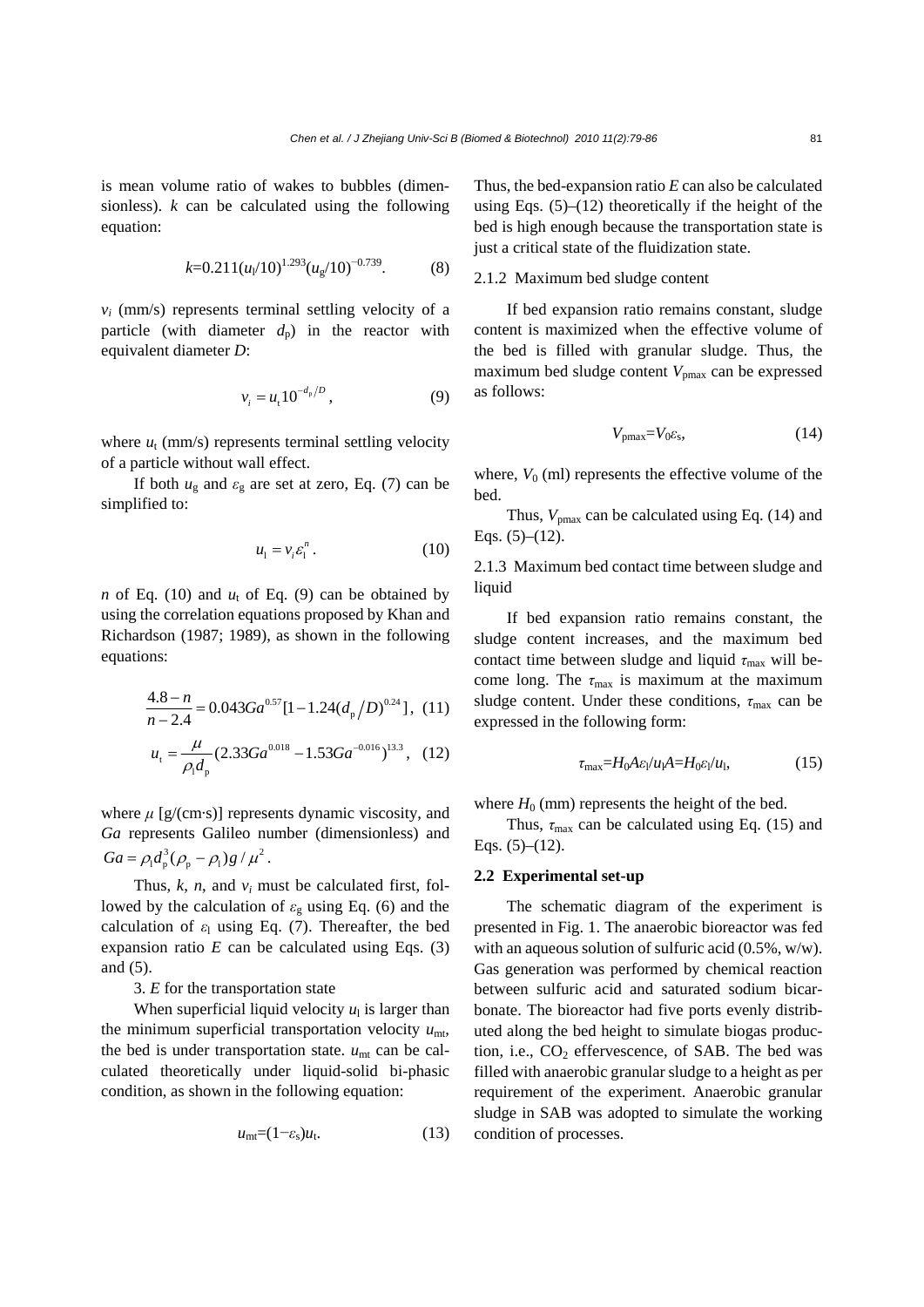is mean volume ratio of wakes to bubbles (dimensionless). $k$ can be calculated using the following equation:

$$k=0.211(u_l/10)^{1.293}(u_g/10)^{-0.739}. \tag{8}$$

$v_i$ (mm/s) represents terminal settling velocity of a particle (with diameter $d_p$) in the reactor with equivalent diameter $D$:

$$v_i = u_t 10^{-d_p/D}, \tag{9}$$

where $u_t$ (mm/s) represents terminal settling velocity of a particle without wall effect.

If both $u_g$ and $\varepsilon_g$ are set at zero, Eq. (7) can be simplified to:

$$u_l = v_i \varepsilon_l^n. \tag{10}$$

$n$ of Eq. (10) and $u_t$ of Eq. (9) can be obtained by using the correlation equations proposed by Khan and Richardson (1987; 1989), as shown in the following equations:

$$\frac{4.8-n}{n-2.4} = 0.043Ga^{0.57}[1-1.24(d_p/D)^{0.24}], \tag{11}$$

$$u_t = \frac{\mu}{\rho_l d_p}(2.33Ga^{0.018} - 1.53Ga^{-0.016})^{13.3}, \tag{12}$$

where $\mu$ [g/(cm·s)] represents dynamic viscosity, and $Ga$ represents Galileo number (dimensionless) and $Ga = \rho_l d_p^3(\rho_p - \rho_l)g/\mu^2$.

Thus, $k$, $n$, and $v_i$ must be calculated first, followed by the calculation of $\varepsilon_g$ using Eq. (6) and the calculation of $\varepsilon_l$ using Eq. (7). Thereafter, the bed expansion ratio $E$ can be calculated using Eqs. (3) and (5).

3. $E$ for the transportation state

When superficial liquid velocity $u_l$ is larger than the minimum superficial transportation velocity $u_{mt}$, the bed is under transportation state. $u_{mt}$ can be calculated theoretically under liquid-solid bi-phasic condition, as shown in the following equation:

$$u_{mt}=(1-\varepsilon_s)u_t. \tag{13}$$

Thus, the bed-expansion ratio $E$ can also be calculated using Eqs. (5)–(12) theoretically if the height of the bed is high enough because the transportation state is just a critical state of the fluidization state.

### 2.1.2 Maximum bed sludge content

If bed expansion ratio remains constant, sludge content is maximized when the effective volume of the bed is filled with granular sludge. Thus, the maximum bed sludge content $V_{pmax}$ can be expressed as follows:

$$V_{pmax}=V_0\varepsilon_s, \tag{14}$$

where, $V_0$ (ml) represents the effective volume of the bed.

Thus, $V_{pmax}$ can be calculated using Eq. (14) and Eqs. (5)–(12).

### 2.1.3 Maximum bed contact time between sludge and liquid

If bed expansion ratio remains constant, the sludge content increases, and the maximum bed contact time between sludge and liquid $\tau_{max}$ will become long. The $\tau_{max}$ is maximum at the maximum sludge content. Under these conditions, $\tau_{max}$ can be expressed in the following form:

$$\tau_{max}=H_0A\varepsilon_l/u_lA=H_0\varepsilon_l/u_l, \tag{15}$$

where $H_0$ (mm) represents the height of the bed.

Thus, $\tau_{max}$ can be calculated using Eq. (15) and Eqs. (5)–(12).

## 2.2 Experimental set-up

The schematic diagram of the experiment is presented in Fig. 1. The anaerobic bioreactor was fed with an aqueous solution of sulfuric acid (0.5%, w/w). Gas generation was performed by chemical reaction between sulfuric acid and saturated sodium bicarbonate. The bioreactor had five ports evenly distributed along the bed height to simulate biogas production, i.e., $CO_2$ effervescence, of SAB. The bed was filled with anaerobic granular sludge to a height as per requirement of the experiment. Anaerobic granular sludge in SAB was adopted to simulate the working condition of processes.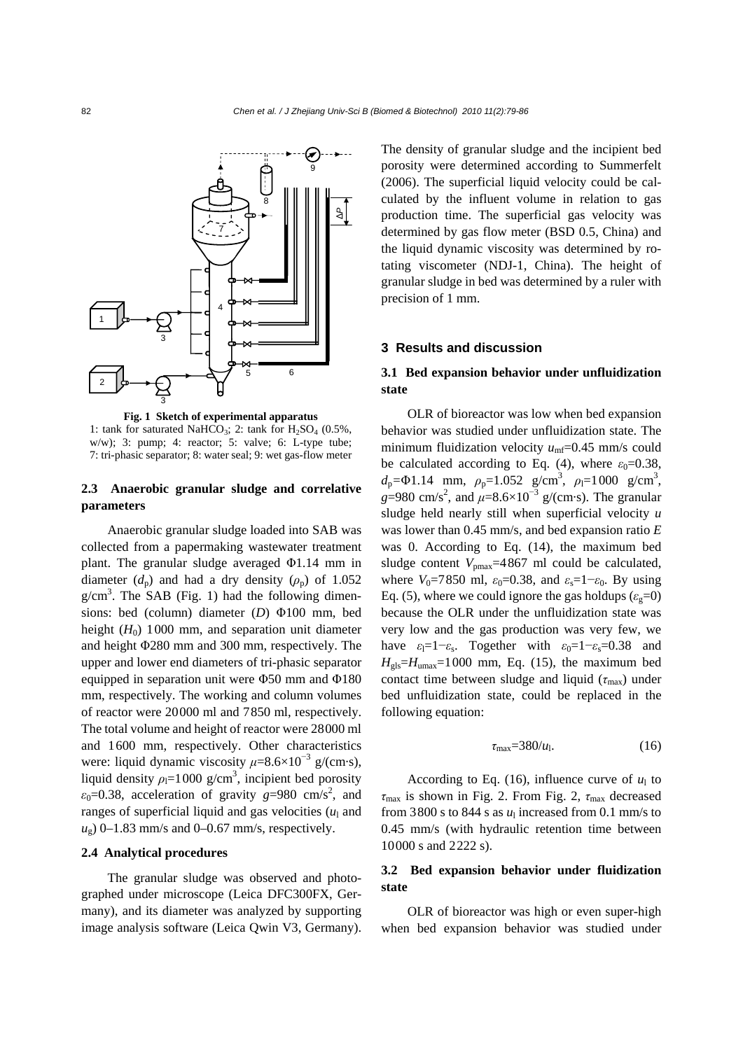**Fig. 1 Sketch of experimental apparatus**

1: tank for saturated $NaHCO_3$; 2: tank for $H_2SO_4$ (0.5%, w/w); 3: pump; 4: reactor; 5: valve; 6: L-type tube; 7: tri-phasic separator; 8: water seal; 9: wet gas-flow meter

### 2.3 Anaerobic granular sludge and correlative parameters

Anaerobic granular sludge loaded into SAB was collected from a papermaking wastewater treatment plant. The granular sludge averaged Φ1.14 mm in diameter ($d_p$) and had a dry density ($\rho_p$) of 1.052 g/cm$^3$. The SAB (Fig. 1) had the following dimensions: bed (column) diameter ($D$) Φ100 mm, bed height ($H_0$) 1000 mm, and separation unit diameter and height Φ280 mm and 300 mm, respectively. The upper and lower end diameters of tri-phasic separator equipped in separation unit were Φ50 mm and Φ180 mm, respectively. The working and column volumes of reactor were 20000 ml and 7850 ml, respectively. The total volume and height of reactor were 28000 ml and 1600 mm, respectively. Other characteristics were: liquid dynamic viscosity $\mu$=8.6×10$^{-3}$ g/(cm·s), liquid density $\rho_l$=1000 g/cm$^3$, incipient bed porosity $\varepsilon_0$=0.38, acceleration of gravity $g$=980 cm/s$^2$, and ranges of superficial liquid and gas velocities ($u_l$ and $u_g$) 0–1.83 mm/s and 0–0.67 mm/s, respectively.

### 2.4 Analytical procedures

The granular sludge was observed and photographed under microscope (Leica DFC300FX, Germany), and its diameter was analyzed by supporting image analysis software (Leica Qwin V3, Germany). The density of granular sludge and the incipient bed porosity were determined according to Summerfelt (2006). The superficial liquid velocity could be calculated by the influent volume in relation to gas production time. The superficial gas velocity was determined by gas flow meter (BSD 0.5, China) and the liquid dynamic viscosity was determined by rotating viscometer (NDJ-1, China). The height of granular sludge in bed was determined by a ruler with precision of 1 mm.

## 3 Results and discussion

### 3.1 Bed expansion behavior under unfluidization state

OLR of bioreactor was low when bed expansion behavior was studied under unfluidization state. The minimum fluidization velocity $u_{mf}$=0.45 mm/s could be calculated according to Eq. (4), where $\varepsilon_0$=0.38, $d_p$=Φ1.14 mm, $\rho_p$=1.052 g/cm$^3$, $\rho_l$=1000 g/cm$^3$, $g$=980 cm/s$^2$, and $\mu$=8.6×10$^{-3}$ g/(cm·s). The granular sludge held nearly still when superficial velocity $u$ was lower than 0.45 mm/s, and bed expansion ratio $E$ was 0. According to Eq. (14), the maximum bed sludge content $V_{pmax}$=4867 ml could be calculated, where $V_0$=7850 ml, $\varepsilon_0$=0.38, and $\varepsilon_s$=1−$\varepsilon_0$. By using Eq. (5), where we could ignore the gas holdups ($\varepsilon_g$=0) because the OLR under the unfluidization state was very low and the gas production was very few, we have $\varepsilon_l$=1−$\varepsilon_s$. Together with $\varepsilon_0$=1−$\varepsilon_s$=0.38 and $H_{gls}$=$H_{umax}$=1000 mm, Eq. (15), the maximum bed contact time between sludge and liquid ($\tau_{max}$) under bed unfluidization state, could be replaced in the following equation:

$$\tau_{max}=380/u_l. \tag{16}$$

According to Eq. (16), influence curve of $u_l$ to $\tau_{max}$ is shown in Fig. 2. From Fig. 2, $\tau_{max}$ decreased from 3800 s to 844 s as $u_l$ increased from 0.1 mm/s to 0.45 mm/s (with hydraulic retention time between 10000 s and 2222 s).

### 3.2 Bed expansion behavior under fluidization state

OLR of bioreactor was high or even super-high when bed expansion behavior was studied under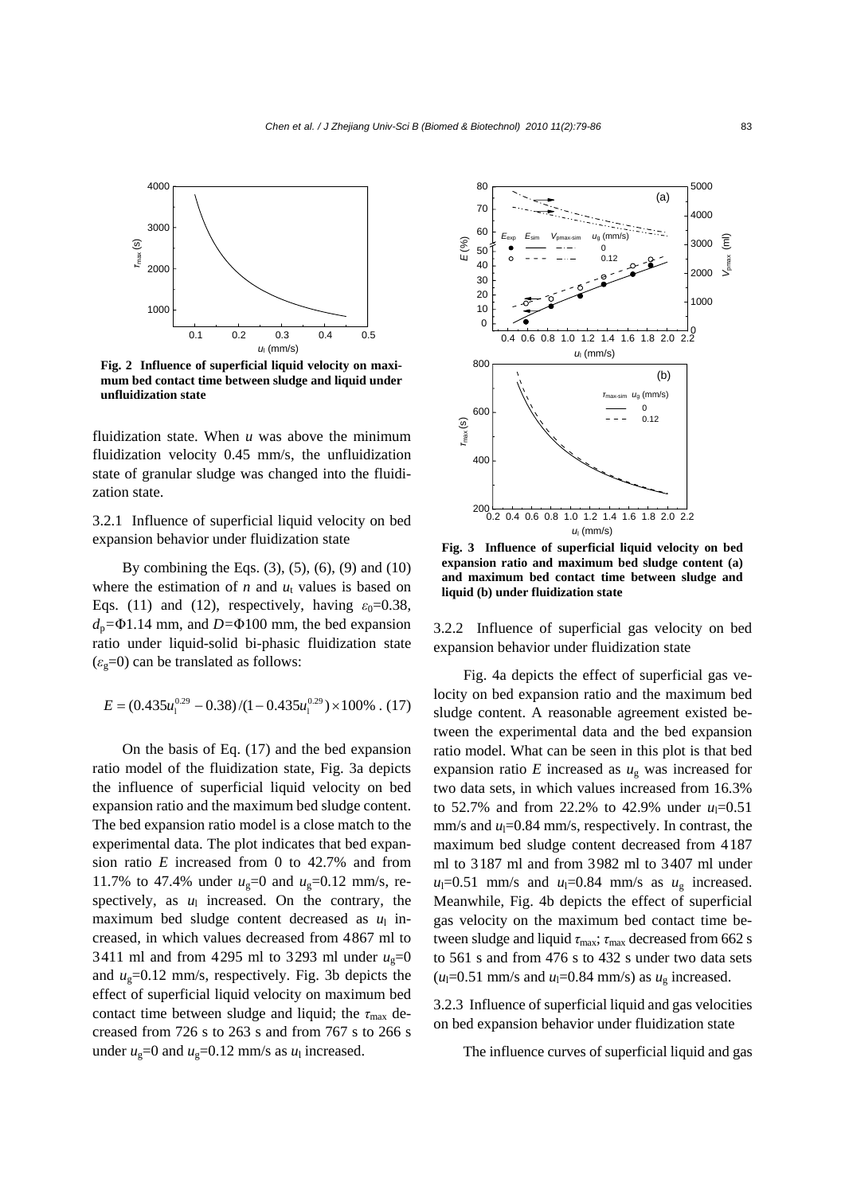**Fig. 2 Influence of superficial liquid velocity on maximum bed contact time between sludge and liquid under unfluidization state**

fluidization state. When $u$ was above the minimum fluidization velocity 0.45 mm/s, the unfluidization state of granular sludge was changed into the fluidization state.

3.2.1 Influence of superficial liquid velocity on bed expansion behavior under fluidization state

By combining the Eqs. (3), (5), (6), (9) and (10) where the estimation of $n$ and $u_t$ values is based on Eqs. (11) and (12), respectively, having $\varepsilon_0$=0.38, $d_p$=Φ1.14 mm, and $D$=Φ100 mm, the bed expansion ratio under liquid-solid bi-phasic fluidization state ($\varepsilon_g$=0) can be translated as follows:

$$E = (0.435u_l^{0.29} - 0.38)/(1 - 0.435u_l^{0.29}) \times 100\% \,. \quad (17)$$

On the basis of Eq. (17) and the bed expansion ratio model of the fluidization state, Fig. 3a depicts the influence of superficial liquid velocity on bed expansion ratio and the maximum bed sludge content. The bed expansion ratio model is a close match to the experimental data. The plot indicates that bed expansion ratio $E$ increased from 0 to 42.7% and from 11.7% to 47.4% under $u_g$=0 and $u_g$=0.12 mm/s, respectively, as $u_l$ increased. On the contrary, the maximum bed sludge content decreased as $u_l$ increased, in which values decreased from 4867 ml to 3411 ml and from 4295 ml to 3293 ml under $u_g$=0 and $u_g$=0.12 mm/s, respectively. Fig. 3b depicts the effect of superficial liquid velocity on maximum bed contact time between sludge and liquid; the $\tau_{max}$ decreased from 726 s to 263 s and from 767 s to 266 s under $u_g$=0 and $u_g$=0.12 mm/s as $u_l$ increased.

**Fig. 3 Influence of superficial liquid velocity on bed expansion ratio and maximum bed sludge content (a) and maximum bed contact time between sludge and liquid (b) under fluidization state**

3.2.2 Influence of superficial gas velocity on bed expansion behavior under fluidization state

Fig. 4a depicts the effect of superficial gas velocity on bed expansion ratio and the maximum bed sludge content. A reasonable agreement existed between the experimental data and the bed expansion ratio model. What can be seen in this plot is that bed expansion ratio $E$ increased as $u_g$ was increased for two data sets, in which values increased from 16.3% to 52.7% and from 22.2% to 42.9% under $u_l$=0.51 mm/s and $u_l$=0.84 mm/s, respectively. In contrast, the maximum bed sludge content decreased from 4187 ml to 3187 ml and from 3982 ml to 3407 ml under $u_l$=0.51 mm/s and $u_l$=0.84 mm/s as $u_g$ increased. Meanwhile, Fig. 4b depicts the effect of superficial gas velocity on the maximum bed contact time between sludge and liquid $\tau_{max}$; $\tau_{max}$ decreased from 662 s to 561 s and from 476 s to 432 s under two data sets ($u_l$=0.51 mm/s and $u_l$=0.84 mm/s) as $u_g$ increased.

3.2.3 Influence of superficial liquid and gas velocities on bed expansion behavior under fluidization state

The influence curves of superficial liquid and gas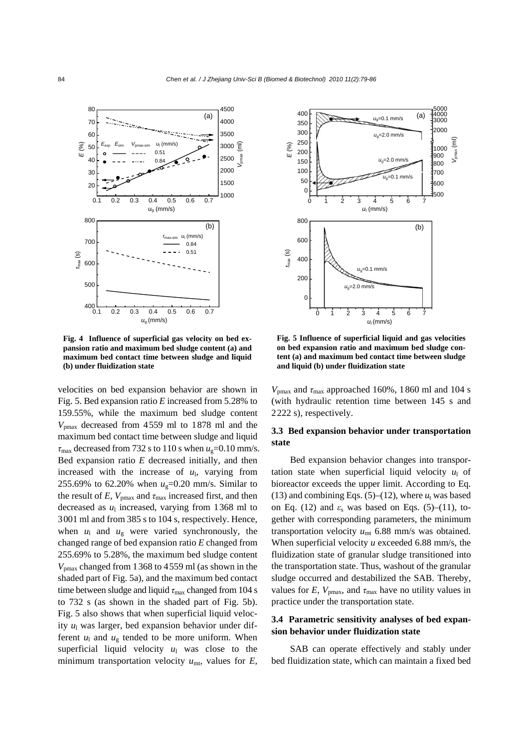**Fig. 4 Influence of superficial gas velocity on bed expansion ratio and maximum bed sludge content (a) and maximum bed contact time between sludge and liquid (b) under fluidization state**

**Fig. 5 Influence of superficial liquid and gas velocities on bed expansion ratio and maximum bed sludge content (a) and maximum bed contact time between sludge and liquid (b) under fluidization state**

velocities on bed expansion behavior are shown in Fig. 5. Bed expansion ratio $E$ increased from 5.28% to 159.55%, while the maximum bed sludge content $V_{pmax}$ decreased from 4559 ml to 1878 ml and the maximum bed contact time between sludge and liquid $\tau_{max}$ decreased from 732 s to 110 s when $u_g$=0.10 mm/s. Bed expansion ratio $E$ decreased initially, and then increased with the increase of $u_l$, varying from 255.69% to 62.20% when $u_g$=0.20 mm/s. Similar to the result of $E$, $V_{pmax}$ and $\tau_{max}$ increased first, and then decreased as $u_l$ increased, varying from 1368 ml to 3001 ml and from 385 s to 104 s, respectively. Hence, when $u_l$ and $u_g$ were varied synchronously, the changed range of bed expansion ratio $E$ changed from 255.69% to 5.28%, the maximum bed sludge content $V_{pmax}$ changed from 1368 to 4559 ml (as shown in the shaded part of Fig. 5a), and the maximum bed contact time between sludge and liquid $\tau_{max}$ changed from 104 s to 732 s (as shown in the shaded part of Fig. 5b). Fig. 5 also shows that when superficial liquid velocity $u_l$ was larger, bed expansion behavior under different $u_l$ and $u_g$ tended to be more uniform. When superficial liquid velocity $u_l$ was close to the minimum transportation velocity $u_{mt}$, values for $E$, $V_{pmax}$ and $\tau_{max}$ approached 160%, 1860 ml and 104 s (with hydraulic retention time between 145 s and 2222 s), respectively.

### 3.3 Bed expansion behavior under transportation state

Bed expansion behavior changes into transportation state when superficial liquid velocity $u_l$ of bioreactor exceeds the upper limit. According to Eq. (13) and combining Eqs. (5)–(12), where $u_t$ was based on Eq. (12) and $\varepsilon_s$ was based on Eqs. (5)–(11), together with corresponding parameters, the minimum transportation velocity $u_{mt}$ 6.88 mm/s was obtained. When superficial velocity $u$ exceeded 6.88 mm/s, the fluidization state of granular sludge transitioned into the transportation state. Thus, washout of the granular sludge occurred and destabilized the SAB. Thereby, values for $E$, $V_{pmax}$, and $\tau_{max}$ have no utility values in practice under the transportation state.

### 3.4 Parametric sensitivity analyses of bed expansion behavior under fluidization state

SAB can operate effectively and stably under bed fluidization state, which can maintain a fixed bed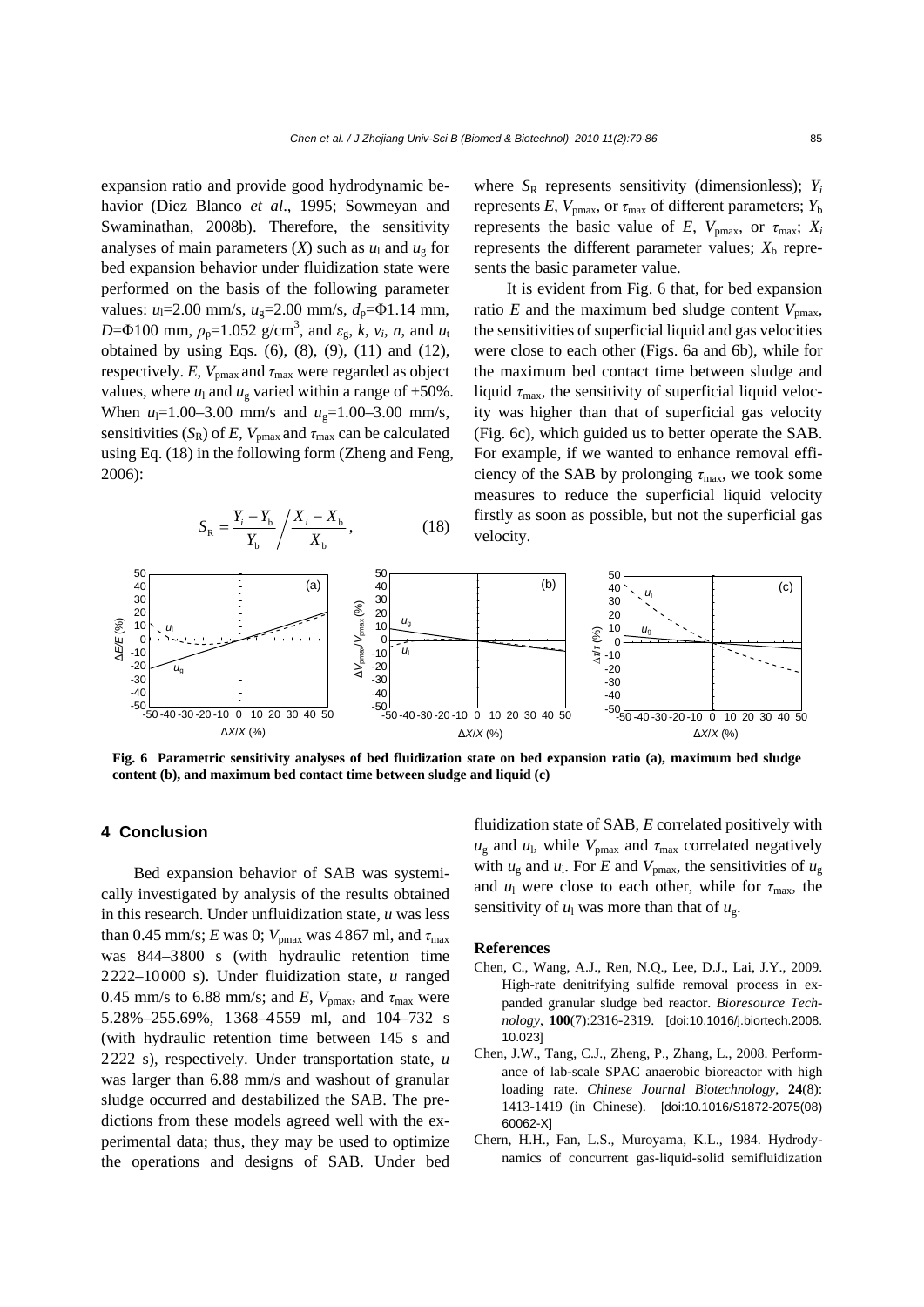expansion ratio and provide good hydrodynamic behavior (Diez Blanco *et al*., 1995; Sowmeyan and Swaminathan, 2008b). Therefore, the sensitivity analyses of main parameters ($X$) such as $u_l$ and $u_g$ for bed expansion behavior under fluidization state were performed on the basis of the following parameter values: $u_l$=2.00 mm/s, $u_g$=2.00 mm/s, $d_p$=Φ1.14 mm, $D$=Φ100 mm, $\rho_p$=1.052 g/cm$^3$, and $\varepsilon_g$, $k$, $v_i$, $n$, and $u_t$ obtained by using Eqs. (6), (8), (9), (11) and (12), respectively. $E$, $V_{pmax}$ and $\tau_{max}$ were regarded as object values, where $u_l$ and $u_g$ varied within a range of ±50%. When $u_l$=1.00–3.00 mm/s and $u_g$=1.00–3.00 mm/s, sensitivities ($S_R$) of $E$, $V_{pmax}$ and $\tau_{max}$ can be calculated using Eq. (18) in the following form (Zheng and Feng, 2006):

$$S_R = \frac{Y_i - Y_b}{Y_b} \bigg/ \frac{X_i - X_b}{X_b}, \tag{18}$$

where $S_R$ represents sensitivity (dimensionless); $Y_i$ represents $E$, $V_{pmax}$, or $\tau_{max}$ of different parameters; $Y_b$ represents the basic value of $E$, $V_{pmax}$, or $\tau_{max}$; $X_i$ represents the different parameter values; $X_b$ represents the basic parameter value.

It is evident from Fig. 6 that, for bed expansion ratio $E$ and the maximum bed sludge content $V_{pmax}$, the sensitivities of superficial liquid and gas velocities were close to each other (Figs. 6a and 6b), while for the maximum bed contact time between sludge and liquid $\tau_{max}$, the sensitivity of superficial liquid velocity was higher than that of superficial gas velocity (Fig. 6c), which guided us to better operate the SAB. For example, if we wanted to enhance removal efficiency of the SAB by prolonging $\tau_{max}$, we took some measures to reduce the superficial liquid velocity firstly as soon as possible, but not the superficial gas velocity.

**Fig. 6 Parametric sensitivity analyses of bed fluidization state on bed expansion ratio (a), maximum bed sludge content (b), and maximum bed contact time between sludge and liquid (c)**

## 4 Conclusion

Bed expansion behavior of SAB was systemically investigated by analysis of the results obtained in this research. Under unfluidization state, $u$ was less than 0.45 mm/s; $E$ was 0; $V_{pmax}$ was 4867 ml, and $\tau_{max}$ was 844–3800 s (with hydraulic retention time 2222–10000 s). Under fluidization state, $u$ ranged 0.45 mm/s to 6.88 mm/s; and $E$, $V_{pmax}$, and $\tau_{max}$ were 5.28%–255.69%, 1368–4559 ml, and 104–732 s (with hydraulic retention time between 145 s and 2222 s), respectively. Under transportation state, $u$ was larger than 6.88 mm/s and washout of granular sludge occurred and destabilized the SAB. The predictions from these models agreed well with the experimental data; thus, they may be used to optimize the operations and designs of SAB. Under bed fluidization state of SAB, $E$ correlated positively with $u_g$ and $u_l$, while $V_{pmax}$ and $\tau_{max}$ correlated negatively with $u_g$ and $u_l$. For $E$ and $V_{pmax}$, the sensitivities of $u_g$ and $u_l$ were close to each other, while for $\tau_{max}$, the sensitivity of $u_l$ was more than that of $u_g$.

### References

Chen, C., Wang, A.J., Ren, N.Q., Lee, D.J., Lai, J.Y., 2009. High-rate denitrifying sulfide removal process in expanded granular sludge bed reactor. *Bioresource Technology*, **100**(7):2316-2319. [doi:10.1016/j.biortech.2008.10.023]

Chen, J.W., Tang, C.J., Zheng, P., Zhang, L., 2008. Performance of lab-scale SPAC anaerobic bioreactor with high loading rate. *Chinese Journal Biotechnology*, **24**(8):1413-1419 (in Chinese). [doi:10.1016/S1872-2075(08)60062-X]

Chern, H.H., Fan, L.S., Muroyama, K.L., 1984. Hydrodynamics of concurrent gas-liquid-solid semifluidization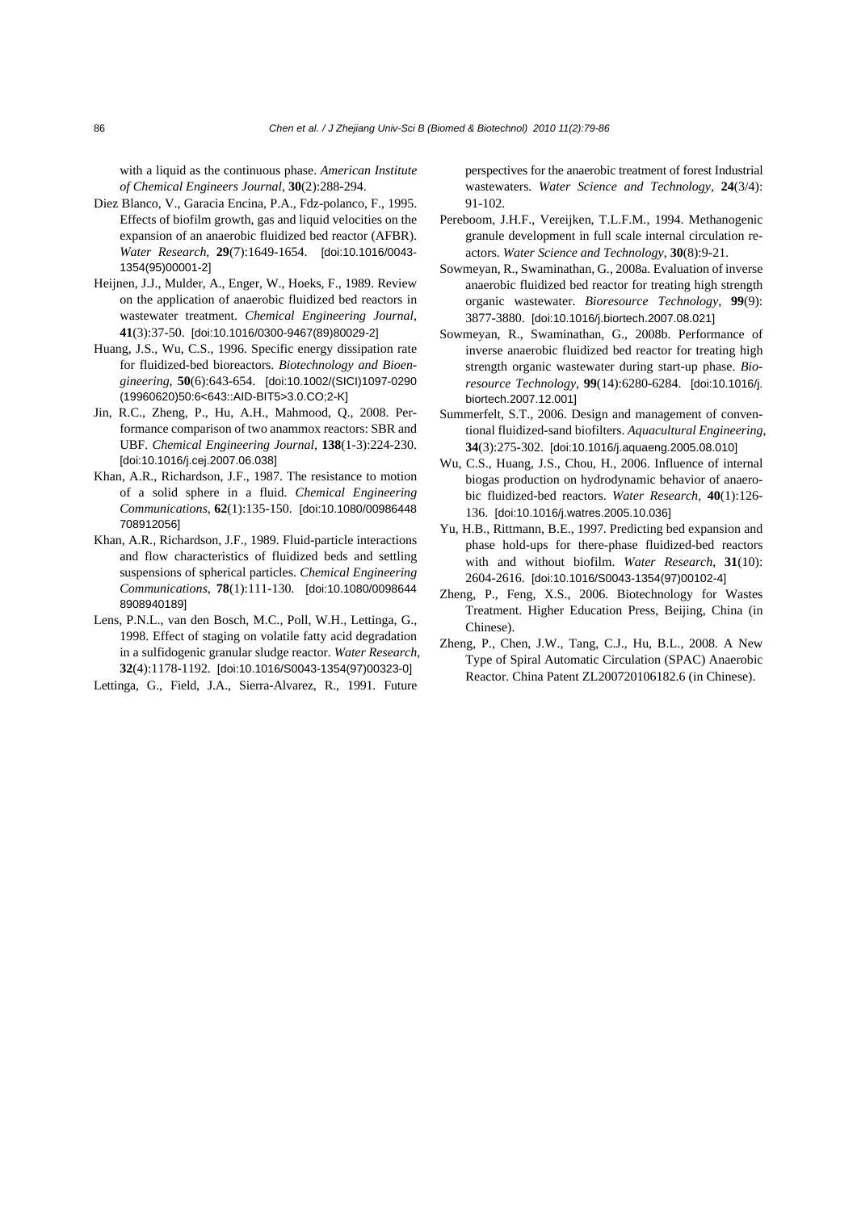with a liquid as the continuous phase. *American Institute of Chemical Engineers Journal*, **30**(2):288-294.

Diez Blanco, V., Garacia Encina, P.A., Fdz-polanco, F., 1995. Effects of biofilm growth, gas and liquid velocities on the expansion of an anaerobic fluidized bed reactor (AFBR). *Water Research*, **29**(7):1649-1654. [doi:10.1016/0043-1354(95)00001-2]

Heijnen, J.J., Mulder, A., Enger, W., Hoeks, F., 1989. Review on the application of anaerobic fluidized bed reactors in wastewater treatment. *Chemical Engineering Journal*, **41**(3):37-50. [doi:10.1016/0300-9467(89)80029-2]

Huang, J.S., Wu, C.S., 1996. Specific energy dissipation rate for fluidized-bed bioreactors. *Biotechnology and Bioengineering*, **50**(6):643-654. [doi:10.1002/(SICI)1097-0290(19960620)50:6<643::AID-BIT5>3.0.CO;2-K]

Jin, R.C., Zheng, P., Hu, A.H., Mahmood, Q., 2008. Performance comparison of two anammox reactors: SBR and UBF. *Chemical Engineering Journal*, **138**(1-3):224-230. [doi:10.1016/j.cej.2007.06.038]

Khan, A.R., Richardson, J.F., 1987. The resistance to motion of a solid sphere in a fluid. *Chemical Engineering Communications*, **62**(1):135-150. [doi:10.1080/00986448708912056]

Khan, A.R., Richardson, J.F., 1989. Fluid-particle interactions and flow characteristics of fluidized beds and settling suspensions of spherical particles. *Chemical Engineering Communications*, **78**(1):111-130. [doi:10.1080/00986448908940189]

Lens, P.N.L., van den Bosch, M.C., Poll, W.H., Lettinga, G., 1998. Effect of staging on volatile fatty acid degradation in a sulfidogenic granular sludge reactor. *Water Research*, **32**(4):1178-1192. [doi:10.1016/S0043-1354(97)00323-0]

Lettinga, G., Field, J.A., Sierra-Alvarez, R., 1991. Future perspectives for the anaerobic treatment of forest Industrial wastewaters. *Water Science and Technology*, **24**(3/4): 91-102.

Pereboom, J.H.F., Vereijken, T.L.F.M., 1994. Methanogenic granule development in full scale internal circulation reactors. *Water Science and Technology*, **30**(8):9-21.

Sowmeyan, R., Swaminathan, G., 2008a. Evaluation of inverse anaerobic fluidized bed reactor for treating high strength organic wastewater. *Bioresource Technology*, **99**(9): 3877-3880. [doi:10.1016/j.biortech.2007.08.021]

Sowmeyan, R., Swaminathan, G., 2008b. Performance of inverse anaerobic fluidized bed reactor for treating high strength organic wastewater during start-up phase. *Bioresource Technology*, **99**(14):6280-6284. [doi:10.1016/j.biortech.2007.12.001]

Summerfelt, S.T., 2006. Design and management of conventional fluidized-sand biofilters. *Aquacultural Engineering*, **34**(3):275-302. [doi:10.1016/j.aquaeng.2005.08.010]

Wu, C.S., Huang, J.S., Chou, H., 2006. Influence of internal biogas production on hydrodynamic behavior of anaerobic fluidized-bed reactors. *Water Research*, **40**(1):126-136. [doi:10.1016/j.watres.2005.10.036]

Yu, H.B., Rittmann, B.E., 1997. Predicting bed expansion and phase hold-ups for there-phase fluidized-bed reactors with and without biofilm. *Water Research*, **31**(10): 2604-2616. [doi:10.1016/S0043-1354(97)00102-4]

Zheng, P., Feng, X.S., 2006. Biotechnology for Wastes Treatment. Higher Education Press, Beijing, China (in Chinese).

Zheng, P., Chen, J.W., Tang, C.J., Hu, B.L., 2008. A New Type of Spiral Automatic Circulation (SPAC) Anaerobic Reactor. China Patent ZL200720106182.6 (in Chinese).